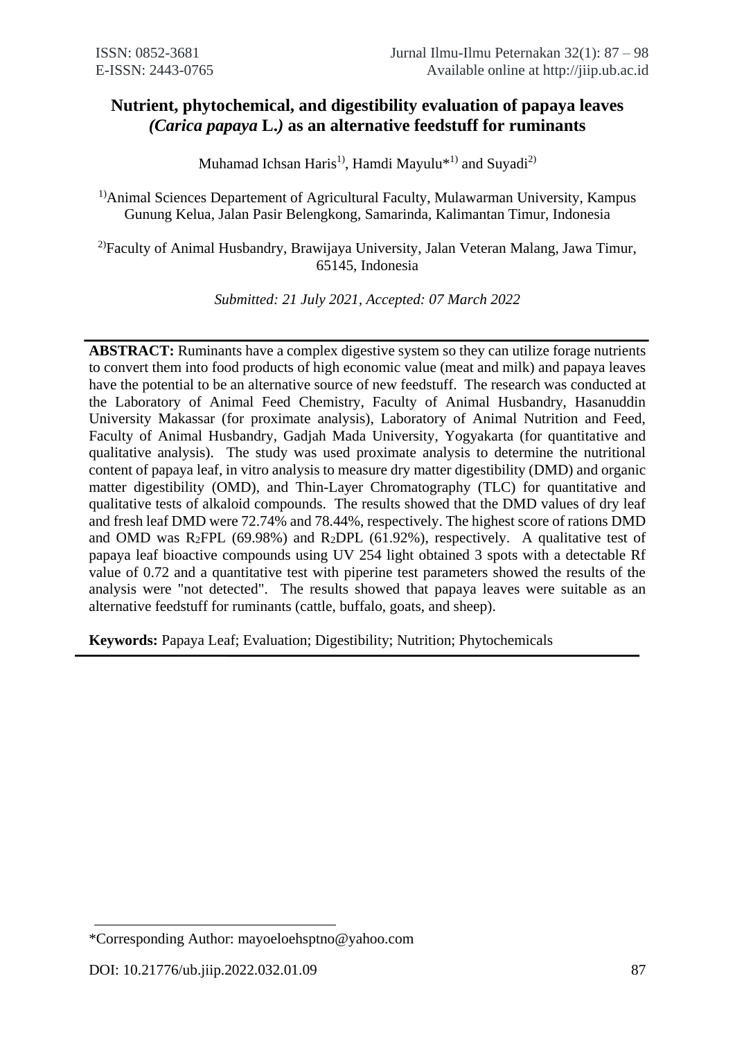# Nutrient, phytochemical, and digestibility evaluation of papaya leaves *(Carica papaya* L.*)* as an alternative feedstuff for ruminants

Muhamad Ichsan Haris[1)], Hamdi Mayulu*[1)] and Suyadi[2)]

[1)]Animal Sciences Departement of Agricultural Faculty, Mulawarman University, Kampus Gunung Kelua, Jalan Pasir Belengkong, Samarinda, Kalimantan Timur, Indonesia

[2)]Faculty of Animal Husbandry, Brawijaya University, Jalan Veteran Malang, Jawa Timur, 65145, Indonesia

*Submitted: 21 July 2021, Accepted: 07 March 2022*

**ABSTRACT:** Ruminants have a complex digestive system so they can utilize forage nutrients to convert them into food products of high economic value (meat and milk) and papaya leaves have the potential to be an alternative source of new feedstuff. The research was conducted at the Laboratory of Animal Feed Chemistry, Faculty of Animal Husbandry, Hasanuddin University Makassar (for proximate analysis), Laboratory of Animal Nutrition and Feed, Faculty of Animal Husbandry, Gadjah Mada University, Yogyakarta (for quantitative and qualitative analysis). The study was used proximate analysis to determine the nutritional content of papaya leaf, in vitro analysis to measure dry matter digestibility (DMD) and organic matter digestibility (OMD), and Thin-Layer Chromatography (TLC) for quantitative and qualitative tests of alkaloid compounds. The results showed that the DMD values of dry leaf and fresh leaf DMD were 72.74% and 78.44%, respectively. The highest score of rations DMD and OMD was $R_2$FPL (69.98%) and $R_2$DPL (61.92%), respectively. A qualitative test of papaya leaf bioactive compounds using UV 254 light obtained 3 spots with a detectable Rf value of 0.72 and a quantitative test with piperine test parameters showed the results of the analysis were "not detected". The results showed that papaya leaves were suitable as an alternative feedstuff for ruminants (cattle, buffalo, goats, and sheep).

**Keywords:** Papaya Leaf; Evaluation; Digestibility; Nutrition; Phytochemicals

*Corresponding Author: mayoeloehsptno@yahoo.com

DOI: 10.21776/ub.jiip.2022.032.01.09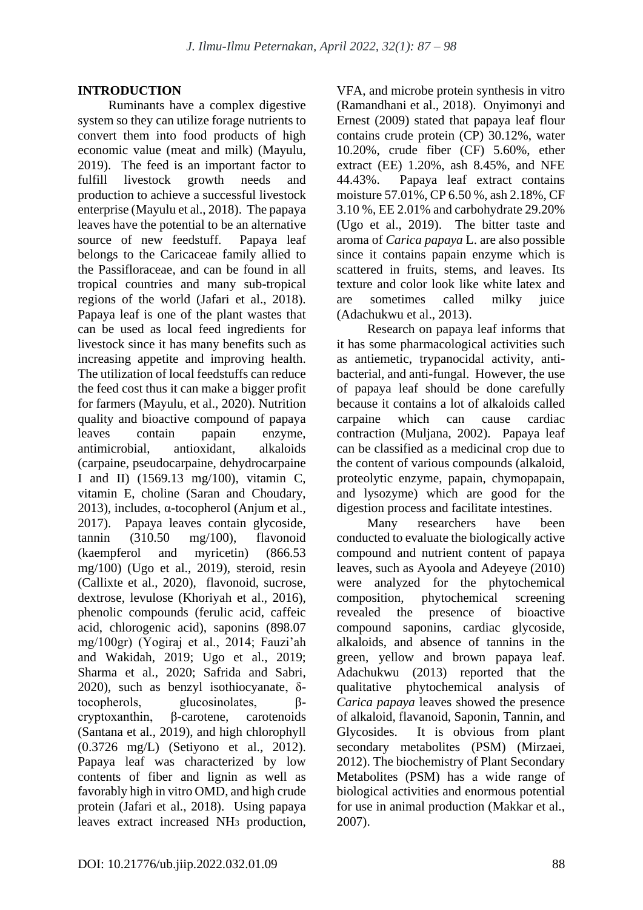## INTRODUCTION

Ruminants have a complex digestive system so they can utilize forage nutrients to convert them into food products of high economic value (meat and milk) (Mayulu, 2019). The feed is an important factor to fulfill livestock growth needs and production to achieve a successful livestock enterprise (Mayulu et al., 2018). The papaya leaves have the potential to be an alternative source of new feedstuff. Papaya leaf belongs to the Caricaceae family allied to the Passifloraceae, and can be found in all tropical countries and many sub-tropical regions of the world (Jafari et al., 2018). Papaya leaf is one of the plant wastes that can be used as local feed ingredients for livestock since it has many benefits such as increasing appetite and improving health. The utilization of local feedstuffs can reduce the feed cost thus it can make a bigger profit for farmers (Mayulu, et al., 2020). Nutrition quality and bioactive compound of papaya leaves contain papain enzyme, antimicrobial, antioxidant, alkaloids (carpaine, pseudocarpaine, dehydrocarpaine I and II) (1569.13 mg/100), vitamin C, vitamin E, choline (Saran and Choudary, 2013), includes, α-tocopherol (Anjum et al., 2017). Papaya leaves contain glycoside, tannin (310.50 mg/100), flavonoid (kaempferol and myricetin) (866.53 mg/100) (Ugo et al., 2019), steroid, resin (Callixte et al., 2020), flavonoid, sucrose, dextrose, levulose (Khoriyah et al., 2016), phenolic compounds (ferulic acid, caffeic acid, chlorogenic acid), saponins (898.07 mg/100gr) (Yogiraj et al., 2014; Fauzi'ah and Wakidah, 2019; Ugo et al., 2019; Sharma et al., 2020; Safrida and Sabri, 2020), such as benzyl isothiocyanate, δ-tocopherols, glucosinolates, β-cryptoxanthin, β-carotene, carotenoids (Santana et al., 2019), and high chlorophyll (0.3726 mg/L) (Setiyono et al., 2012). Papaya leaf was characterized by low contents of fiber and lignin as well as favorably high in vitro OMD, and high crude protein (Jafari et al., 2018). Using papaya leaves extract increased $NH_3$ production, VFA, and microbe protein synthesis in vitro (Ramandhani et al., 2018). Onyimonyi and Ernest (2009) stated that papaya leaf flour contains crude protein (CP) 30.12%, water 10.20%, crude fiber (CF) 5.60%, ether extract (EE) 1.20%, ash 8.45%, and NFE 44.43%. Papaya leaf extract contains moisture 57.01%, CP 6.50 %, ash 2.18%, CF 3.10 %, EE 2.01% and carbohydrate 29.20% (Ugo et al., 2019). The bitter taste and aroma of *Carica papaya* L. are also possible since it contains papain enzyme which is scattered in fruits, stems, and leaves. Its texture and color look like white latex and are sometimes called milky juice (Adachukwu et al., 2013).

Research on papaya leaf informs that it has some pharmacological activities such as antiemetic, trypanocidal activity, anti-bacterial, and anti-fungal. However, the use of papaya leaf should be done carefully because it contains a lot of alkaloids called carpaine which can cause cardiac contraction (Muljana, 2002). Papaya leaf can be classified as a medicinal crop due to the content of various compounds (alkaloid, proteolytic enzyme, papain, chymopapain, and lysozyme) which are good for the digestion process and facilitate intestines.

Many researchers have been conducted to evaluate the biologically active compound and nutrient content of papaya leaves, such as Ayoola and Adeyeye (2010) were analyzed for the phytochemical composition, phytochemical screening revealed the presence of bioactive compound saponins, cardiac glycoside, alkaloids, and absence of tannins in the green, yellow and brown papaya leaf. Adachukwu (2013) reported that the qualitative phytochemical analysis of *Carica papaya* leaves showed the presence of alkaloid, flavanoid, Saponin, Tannin, and Glycosides. It is obvious from plant secondary metabolites (PSM) (Mirzaei, 2012). The biochemistry of Plant Secondary Metabolites (PSM) has a wide range of biological activities and enormous potential for use in animal production (Makkar et al., 2007).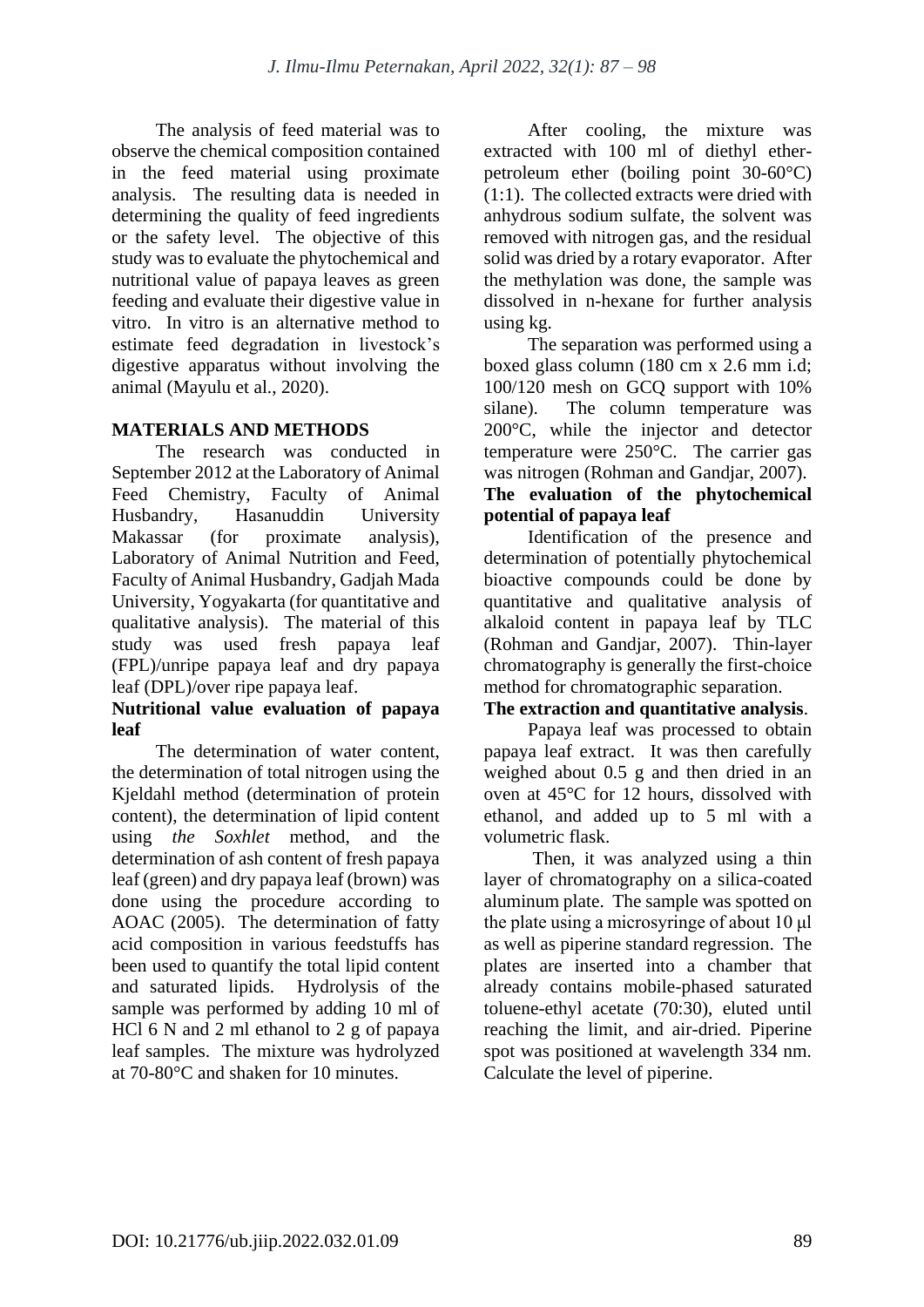The analysis of feed material was to observe the chemical composition contained in the feed material using proximate analysis. The resulting data is needed in determining the quality of feed ingredients or the safety level. The objective of this study was to evaluate the phytochemical and nutritional value of papaya leaves as green feeding and evaluate their digestive value in vitro. In vitro is an alternative method to estimate feed degradation in livestock's digestive apparatus without involving the animal (Mayulu et al., 2020).

## MATERIALS AND METHODS

The research was conducted in September 2012 at the Laboratory of Animal Feed Chemistry, Faculty of Animal Husbandry, Hasanuddin University Makassar (for proximate analysis), Laboratory of Animal Nutrition and Feed, Faculty of Animal Husbandry, Gadjah Mada University, Yogyakarta (for quantitative and qualitative analysis). The material of this study was used fresh papaya leaf (FPL)/unripe papaya leaf and dry papaya leaf (DPL)/over ripe papaya leaf.

### Nutritional value evaluation of papaya leaf

The determination of water content, the determination of total nitrogen using the Kjeldahl method (determination of protein content), the determination of lipid content using *the Soxhlet* method, and the determination of ash content of fresh papaya leaf (green) and dry papaya leaf (brown) was done using the procedure according to AOAC (2005). The determination of fatty acid composition in various feedstuffs has been used to quantify the total lipid content and saturated lipids. Hydrolysis of the sample was performed by adding 10 ml of HCl 6 N and 2 ml ethanol to 2 g of papaya leaf samples. The mixture was hydrolyzed at 70-80°C and shaken for 10 minutes.

After cooling, the mixture was extracted with 100 ml of diethyl ether-petroleum ether (boiling point 30-60°C) (1:1). The collected extracts were dried with anhydrous sodium sulfate, the solvent was removed with nitrogen gas, and the residual solid was dried by a rotary evaporator. After the methylation was done, the sample was dissolved in n-hexane for further analysis using kg.

The separation was performed using a boxed glass column (180 cm x 2.6 mm i.d; 100/120 mesh on GCQ support with 10% silane). The column temperature was 200°C, while the injector and detector temperature were 250°C. The carrier gas was nitrogen (Rohman and Gandjar, 2007).

### The evaluation of the phytochemical potential of papaya leaf

Identification of the presence and determination of potentially phytochemical bioactive compounds could be done by quantitative and qualitative analysis of alkaloid content in papaya leaf by TLC (Rohman and Gandjar, 2007). Thin-layer chromatography is generally the first-choice method for chromatographic separation.

### The extraction and quantitative analysis.

Papaya leaf was processed to obtain papaya leaf extract. It was then carefully weighed about 0.5 g and then dried in an oven at 45°C for 12 hours, dissolved with ethanol, and added up to 5 ml with a volumetric flask.

Then, it was analyzed using a thin layer of chromatography on a silica-coated aluminum plate. The sample was spotted on the plate using a microsyringe of about 10 μl as well as piperine standard regression. The plates are inserted into a chamber that already contains mobile-phased saturated toluene-ethyl acetate (70:30), eluted until reaching the limit, and air-dried. Piperine spot was positioned at wavelength 334 nm. Calculate the level of piperine.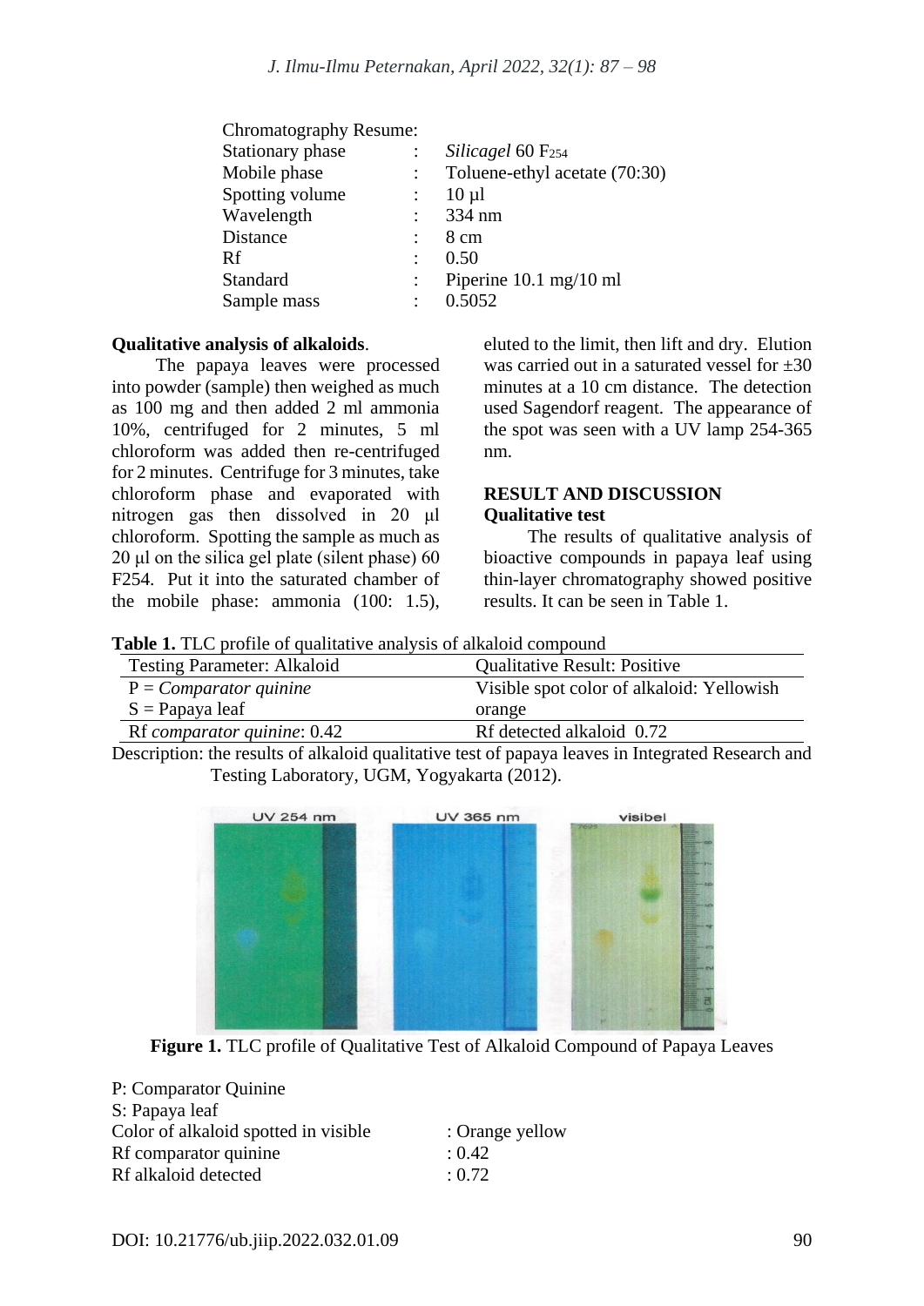Chromatography Resume:

| | | |
|---|---|---|
| Stationary phase | : | *Silicagel* 60 $F_{254}$ |
| Mobile phase | : | Toluene-ethyl acetate (70:30) |
| Spotting volume | : | 10 µl |
| Wavelength | : | 334 nm |
| Distance | : | 8 cm |
| Rf | : | 0.50 |
| Standard | : | Piperine 10.1 mg/10 ml |
| Sample mass | : | 0.5052 |

**Qualitative analysis of alkaloids**.

The papaya leaves were processed into powder (sample) then weighed as much as 100 mg and then added 2 ml ammonia 10%, centrifuged for 2 minutes, 5 ml chloroform was added then re-centrifuged for 2 minutes. Centrifuge for 3 minutes, take chloroform phase and evaporated with nitrogen gas then dissolved in 20 µl chloroform. Spotting the sample as much as 20 µl on the silica gel plate (silent phase) 60 F254. Put it into the saturated chamber of the mobile phase: ammonia (100: 1.5), eluted to the limit, then lift and dry. Elution was carried out in a saturated vessel for ±30 minutes at a 10 cm distance. The detection used Sagendorf reagent. The appearance of the spot was seen with a UV lamp 254-365 nm.

## RESULT AND DISCUSSION

### Qualitative test

The results of qualitative analysis of bioactive compounds in papaya leaf using thin-layer chromatography showed positive results. It can be seen in Table 1.

**Table 1.** TLC profile of qualitative analysis of alkaloid compound

| Testing Parameter: Alkaloid | Qualitative Result: Positive |
|---|---|
| P = *Comparator quinine* | Visible spot color of alkaloid: Yellowish |
| S = Papaya leaf | orange |
| Rf *comparator quinine*: 0.42 | Rf detected alkaloid 0.72 |

Description: the results of alkaloid qualitative test of papaya leaves in Integrated Research and Testing Laboratory, UGM, Yogyakarta (2012).

**Figure 1.** TLC profile of Qualitative Test of Alkaloid Compound of Papaya Leaves

P: Comparator Quinine
S: Papaya leaf

| | |
|---|---|
| Color of alkaloid spotted in visible | : Orange yellow |
| Rf comparator quinine | : 0.42 |
| Rf alkaloid detected | : 0.72 |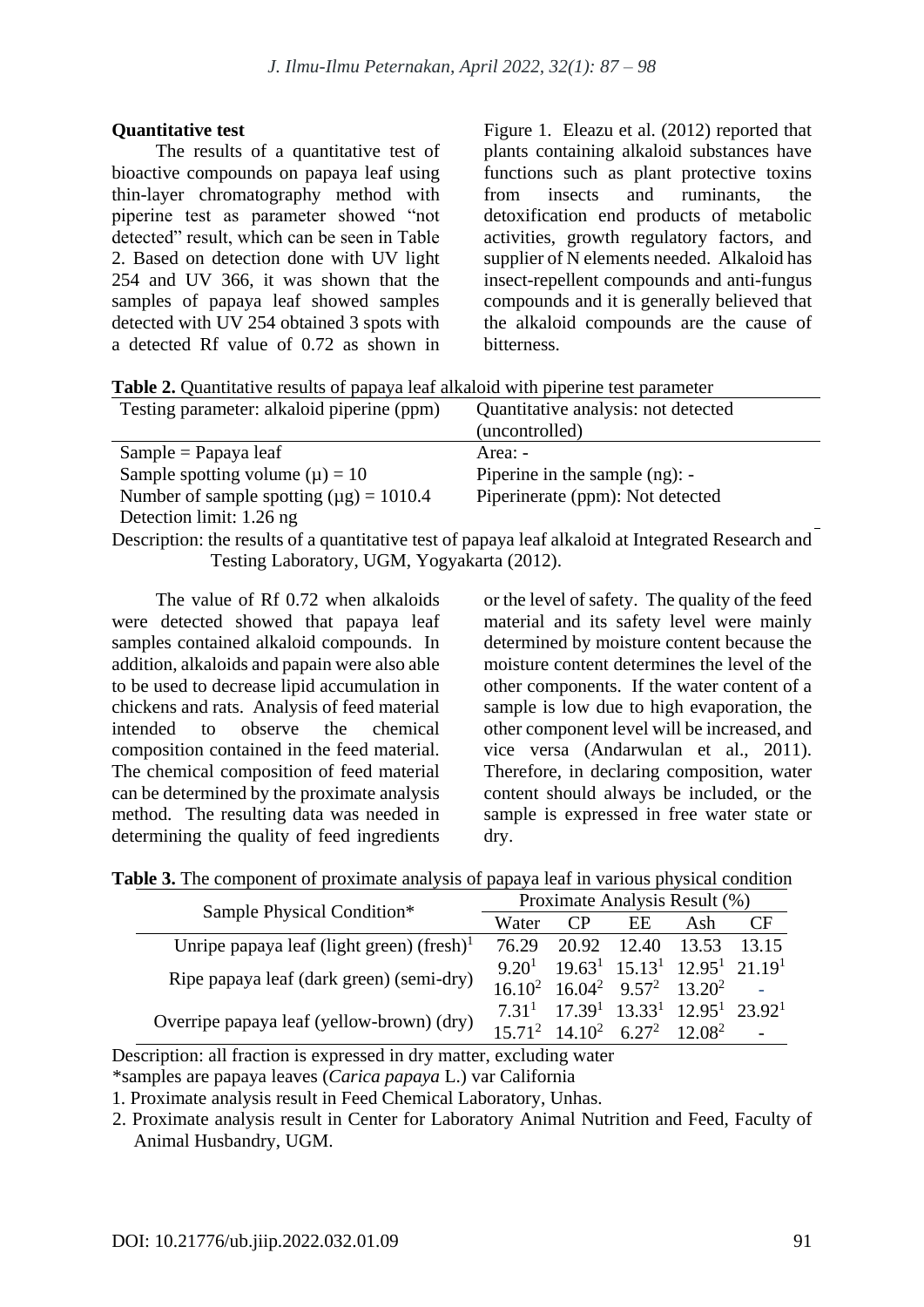### Quantitative test

The results of a quantitative test of bioactive compounds on papaya leaf using thin-layer chromatography method with piperine test as parameter showed "not detected" result, which can be seen in Table 2. Based on detection done with UV light 254 and UV 366, it was shown that the samples of papaya leaf showed samples detected with UV 254 obtained 3 spots with a detected Rf value of 0.72 as shown in Figure 1. Eleazu et al. (2012) reported that plants containing alkaloid substances have functions such as plant protective toxins from insects and ruminants, the detoxification end products of metabolic activities, growth regulatory factors, and supplier of N elements needed. Alkaloid has insect-repellent compounds and anti-fungus compounds and it is generally believed that the alkaloid compounds are the cause of bitterness.

**Table 2.** Quantitative results of papaya leaf alkaloid with piperine test parameter

| Testing parameter: alkaloid piperine (ppm) | Quantitative analysis: not detected (uncontrolled) |
|---|---|
| Sample = Papaya leaf | Area: - |
| Sample spotting volume (µ) = 10 | Piperine in the sample (ng): - |
| Number of sample spotting (µg) = 1010.4 | Piperinerate (ppm): Not detected |
| Detection limit: 1.26 ng | |

Description: the results of a quantitative test of papaya leaf alkaloid at Integrated Research and Testing Laboratory, UGM, Yogyakarta (2012).

The value of Rf 0.72 when alkaloids were detected showed that papaya leaf samples contained alkaloid compounds. In addition, alkaloids and papain were also able to be used to decrease lipid accumulation in chickens and rats. Analysis of feed material intended to observe the chemical composition contained in the feed material. The chemical composition of feed material can be determined by the proximate analysis method. The resulting data was needed in determining the quality of feed ingredients or the level of safety. The quality of the feed material and its safety level were mainly determined by moisture content because the moisture content determines the level of the other components. If the water content of a sample is low due to high evaporation, the other component level will be increased, and vice versa (Andarwulan et al., 2011). Therefore, in declaring composition, water content should always be included, or the sample is expressed in free water state or dry.

**Table 3.** The component of proximate analysis of papaya leaf in various physical condition

| Sample Physical Condition* | Proximate Analysis Result (%) | | | | |
|---|---|---|---|---|---|
| | Water | CP | EE | Ash | CF |
| Unripe papaya leaf (light green) (fresh)[1] | 76.29 | 20.92 | 12.40 | 13.53 | 13.15 |
| Ripe papaya leaf (dark green) (semi-dry) | 9.20[1] | 19.63[1] | 15.13[1] | 12.95[1] | 21.19[1] |
| | 16.10[2] | 16.04[2] | 9.57[2] | 13.20[2] | - |
| Overripe papaya leaf (yellow-brown) (dry) | 7.31[1] | 17.39[1] | 13.33[1] | 12.95[1] | 23.92[1] |
| | 15.71[2] | 14.10[2] | 6.27[2] | 12.08[2] | - |

Description: all fraction is expressed in dry matter, excluding water

*samples are papaya leaves (*Carica papaya* L.) var California

1. Proximate analysis result in Feed Chemical Laboratory, Unhas.
2. Proximate analysis result in Center for Laboratory Animal Nutrition and Feed, Faculty of Animal Husbandry, UGM.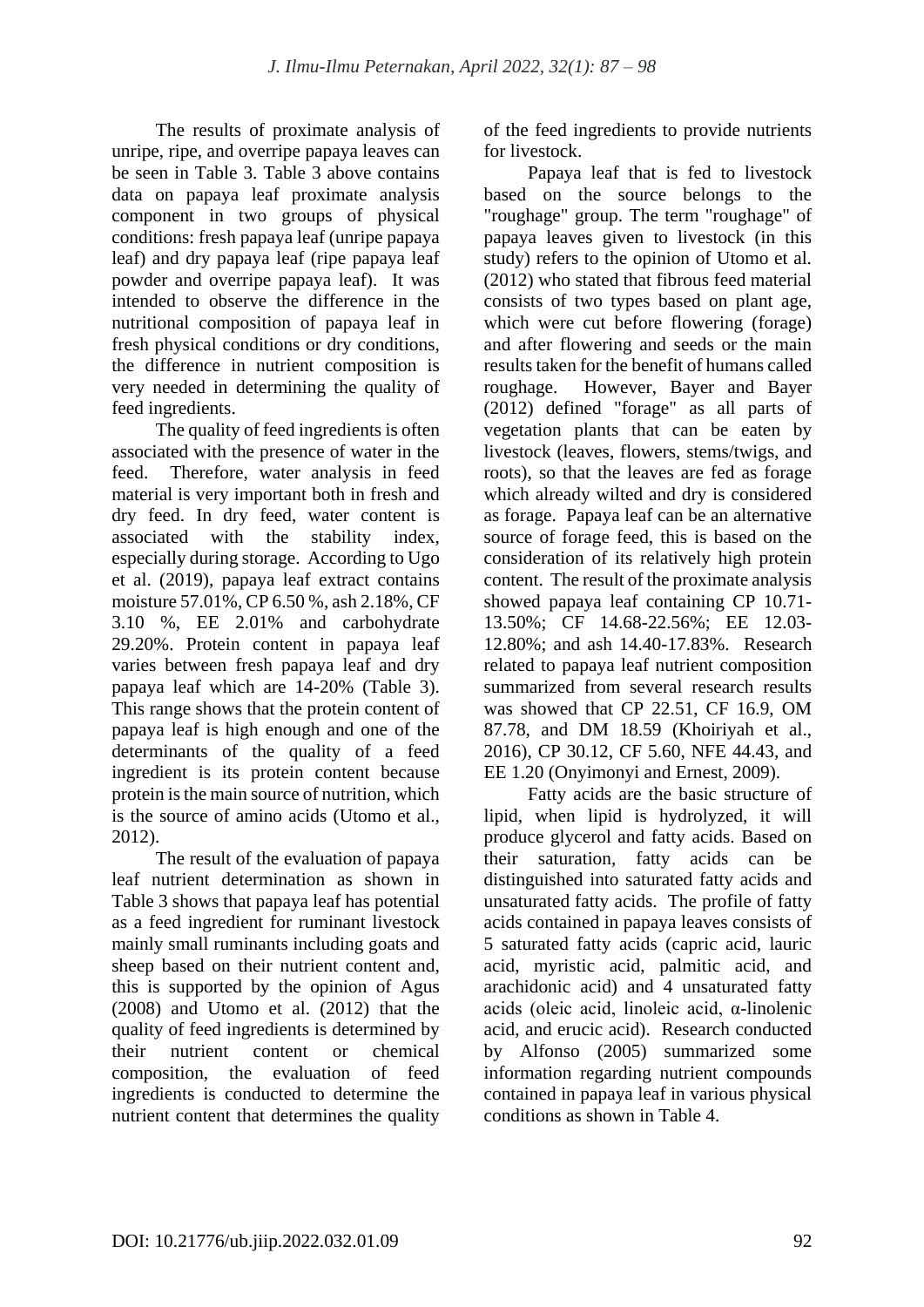The results of proximate analysis of unripe, ripe, and overripe papaya leaves can be seen in Table 3. Table 3 above contains data on papaya leaf proximate analysis component in two groups of physical conditions: fresh papaya leaf (unripe papaya leaf) and dry papaya leaf (ripe papaya leaf powder and overripe papaya leaf). It was intended to observe the difference in the nutritional composition of papaya leaf in fresh physical conditions or dry conditions, the difference in nutrient composition is very needed in determining the quality of feed ingredients.

The quality of feed ingredients is often associated with the presence of water in the feed. Therefore, water analysis in feed material is very important both in fresh and dry feed. In dry feed, water content is associated with the stability index, especially during storage. According to Ugo et al. (2019), papaya leaf extract contains moisture 57.01%, CP 6.50 %, ash 2.18%, CF 3.10 %, EE 2.01% and carbohydrate 29.20%. Protein content in papaya leaf varies between fresh papaya leaf and dry papaya leaf which are 14-20% (Table 3). This range shows that the protein content of papaya leaf is high enough and one of the determinants of the quality of a feed ingredient is its protein content because protein is the main source of nutrition, which is the source of amino acids (Utomo et al., 2012).

The result of the evaluation of papaya leaf nutrient determination as shown in Table 3 shows that papaya leaf has potential as a feed ingredient for ruminant livestock mainly small ruminants including goats and sheep based on their nutrient content and, this is supported by the opinion of Agus (2008) and Utomo et al. (2012) that the quality of feed ingredients is determined by their nutrient content or chemical composition, the evaluation of feed ingredients is conducted to determine the nutrient content that determines the quality of the feed ingredients to provide nutrients for livestock.

Papaya leaf that is fed to livestock based on the source belongs to the "roughage" group. The term "roughage" of papaya leaves given to livestock (in this study) refers to the opinion of Utomo et al. (2012) who stated that fibrous feed material consists of two types based on plant age, which were cut before flowering (forage) and after flowering and seeds or the main results taken for the benefit of humans called roughage. However, Bayer and Bayer (2012) defined "forage" as all parts of vegetation plants that can be eaten by livestock (leaves, flowers, stems/twigs, and roots), so that the leaves are fed as forage which already wilted and dry is considered as forage. Papaya leaf can be an alternative source of forage feed, this is based on the consideration of its relatively high protein content. The result of the proximate analysis showed papaya leaf containing CP 10.71-13.50%; CF 14.68-22.56%; EE 12.03-12.80%; and ash 14.40-17.83%. Research related to papaya leaf nutrient composition summarized from several research results was showed that CP 22.51, CF 16.9, OM 87.78, and DM 18.59 (Khoiriyah et al., 2016), CP 30.12, CF 5.60, NFE 44.43, and EE 1.20 (Onyimonyi and Ernest, 2009).

Fatty acids are the basic structure of lipid, when lipid is hydrolyzed, it will produce glycerol and fatty acids. Based on their saturation, fatty acids can be distinguished into saturated fatty acids and unsaturated fatty acids. The profile of fatty acids contained in papaya leaves consists of 5 saturated fatty acids (capric acid, lauric acid, myristic acid, palmitic acid, and arachidonic acid) and 4 unsaturated fatty acids (oleic acid, linoleic acid, α-linolenic acid, and erucic acid). Research conducted by Alfonso (2005) summarized some information regarding nutrient compounds contained in papaya leaf in various physical conditions as shown in Table 4.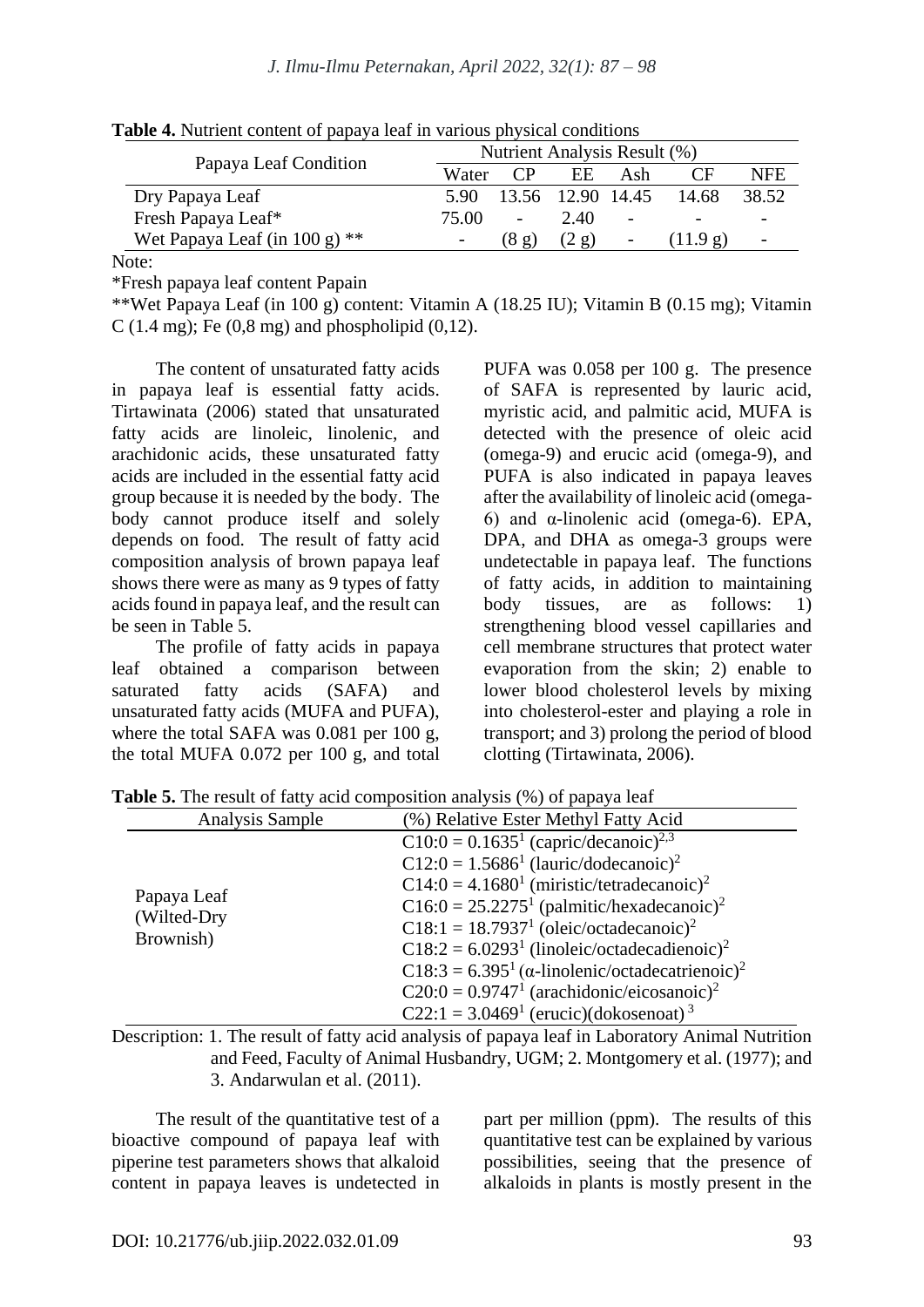**Table 4.** Nutrient content of papaya leaf in various physical conditions

| Papaya Leaf Condition | Nutrient Analysis Result (%) | | | | | |
|---|---|---|---|---|---|---|
| | Water | CP | EE | Ash | CF | NFE |
| Dry Papaya Leaf | 5.90 | 13.56 | 12.90 | 14.45 | 14.68 | 38.52 |
| Fresh Papaya Leaf* | 75.00 | - | 2.40 | - | - | - |
| Wet Papaya Leaf (in 100 g) ** | - | (8 g) | (2 g) | - | (11.9 g) | - |

Note:

*Fresh papaya leaf content Papain

**Wet Papaya Leaf (in 100 g) content: Vitamin A (18.25 IU); Vitamin B (0.15 mg); Vitamin C (1.4 mg); Fe (0,8 mg) and phospholipid (0,12).

The content of unsaturated fatty acids in papaya leaf is essential fatty acids. Tirtawinata (2006) stated that unsaturated fatty acids are linoleic, linolenic, and arachidonic acids, these unsaturated fatty acids are included in the essential fatty acid group because it is needed by the body. The body cannot produce itself and solely depends on food. The result of fatty acid composition analysis of brown papaya leaf shows there were as many as 9 types of fatty acids found in papaya leaf, and the result can be seen in Table 5.

The profile of fatty acids in papaya leaf obtained a comparison between saturated fatty acids (SAFA) and unsaturated fatty acids (MUFA and PUFA), where the total SAFA was 0.081 per 100 g, the total MUFA 0.072 per 100 g, and total PUFA was 0.058 per 100 g. The presence of SAFA is represented by lauric acid, myristic acid, and palmitic acid, MUFA is detected with the presence of oleic acid (omega-9) and erucic acid (omega-9), and PUFA is also indicated in papaya leaves after the availability of linoleic acid (omega-6) and α-linolenic acid (omega-6). EPA, DPA, and DHA as omega-3 groups were undetectable in papaya leaf. The functions of fatty acids, in addition to maintaining body tissues, are as follows: 1) strengthening blood vessel capillaries and cell membrane structures that protect water evaporation from the skin; 2) enable to lower blood cholesterol levels by mixing into cholesterol-ester and playing a role in transport; and 3) prolong the period of blood clotting (Tirtawinata, 2006).

**Table 5.** The result of fatty acid composition analysis (%) of papaya leaf

| Analysis Sample | (%) Relative Ester Methyl Fatty Acid |
|---|---|
| Papaya Leaf (Wilted-Dry Brownish) | C10:0 = 0.1635[1] (capric/decanoic)[2,3] |
| | C12:0 = 1.5686[1] (lauric/dodecanoic)[2] |
| | C14:0 = 4.1680[1] (miristic/tetradecanoic)[2] |
| | C16:0 = 25.2275[1] (palmitic/hexadecanoic)[2] |
| | C18:1 = 18.7937[1] (oleic/octadecanoic)[2] |
| | C18:2 = 6.0293[1] (linoleic/octadecadienoic)[2] |
| | C18:3 = 6.395[1] (α-linolenic/octadecatrienoic)[2] |
| | C20:0 = 0.9747[1] (arachidonic/eicosanoic)[2] |
| | C22:1 = 3.0469[1] (erucic)(dokosenoat) [3] |

Description: 1. The result of fatty acid analysis of papaya leaf in Laboratory Animal Nutrition and Feed, Faculty of Animal Husbandry, UGM; 2. Montgomery et al. (1977); and 3. Andarwulan et al. (2011).

The result of the quantitative test of a bioactive compound of papaya leaf with piperine test parameters shows that alkaloid content in papaya leaves is undetected in part per million (ppm). The results of this quantitative test can be explained by various possibilities, seeing that the presence of alkaloids in plants is mostly present in the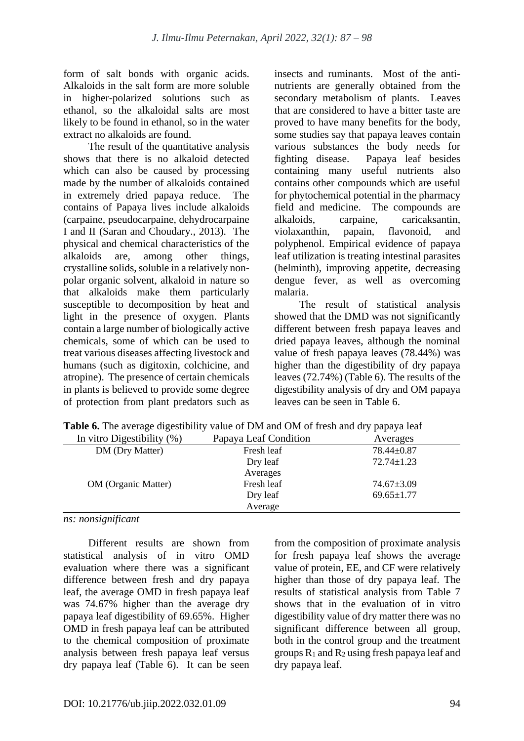form of salt bonds with organic acids. Alkaloids in the salt form are more soluble in higher-polarized solutions such as ethanol, so the alkaloidal salts are most likely to be found in ethanol, so in the water extract no alkaloids are found.

The result of the quantitative analysis shows that there is no alkaloid detected which can also be caused by processing made by the number of alkaloids contained in extremely dried papaya reduce. The contains of Papaya lives include alkaloids (carpaine, pseudocarpaine, dehydrocarpaine I and II (Saran and Choudary., 2013). The physical and chemical characteristics of the alkaloids are, among other things, crystalline solids, soluble in a relatively non-polar organic solvent, alkaloid in nature so that alkaloids make them particularly susceptible to decomposition by heat and light in the presence of oxygen. Plants contain a large number of biologically active chemicals, some of which can be used to treat various diseases affecting livestock and humans (such as digitoxin, colchicine, and atropine). The presence of certain chemicals in plants is believed to provide some degree of protection from plant predators such as insects and ruminants. Most of the anti-nutrients are generally obtained from the secondary metabolism of plants. Leaves that are considered to have a bitter taste are proved to have many benefits for the body, some studies say that papaya leaves contain various substances the body needs for fighting disease. Papaya leaf besides containing many useful nutrients also contains other compounds which are useful for phytochemical potential in the pharmacy field and medicine. The compounds are alkaloids, carpaine, caricaksantin, violaxanthin, papain, flavonoid, and polyphenol. Empirical evidence of papaya leaf utilization is treating intestinal parasites (helminth), improving appetite, decreasing dengue fever, as well as overcoming malaria.

The result of statistical analysis showed that the DMD was not significantly different between fresh papaya leaves and dried papaya leaves, although the nominal value of fresh papaya leaves (78.44%) was higher than the digestibility of dry papaya leaves (72.74%) (Table 6). The results of the digestibility analysis of dry and OM papaya leaves can be seen in Table 6.

**Table 6.** The average digestibility value of DM and OM of fresh and dry papaya leaf

| In vitro Digestibility (%) | Papaya Leaf Condition | Averages |
|---|---|---|
| DM (Dry Matter) | Fresh leaf | 78.44±0.87 |
| | Dry leaf | 72.74±1.23 |
| | Averages | |
| OM (Organic Matter) | Fresh leaf | 74.67±3.09 |
| | Dry leaf | 69.65±1.77 |
| | Average | |

*ns: nonsignificant*

Different results are shown from statistical analysis of in vitro OMD evaluation where there was a significant difference between fresh and dry papaya leaf, the average OMD in fresh papaya leaf was 74.67% higher than the average dry papaya leaf digestibility of 69.65%. Higher OMD in fresh papaya leaf can be attributed to the chemical composition of proximate analysis between fresh papaya leaf versus dry papaya leaf (Table 6). It can be seen from the composition of proximate analysis for fresh papaya leaf shows the average value of protein, EE, and CF were relatively higher than those of dry papaya leaf. The results of statistical analysis from Table 7 shows that in the evaluation of in vitro digestibility value of dry matter there was no significant difference between all group, both in the control group and the treatment groups $R_1$ and $R_2$ using fresh papaya leaf and dry papaya leaf.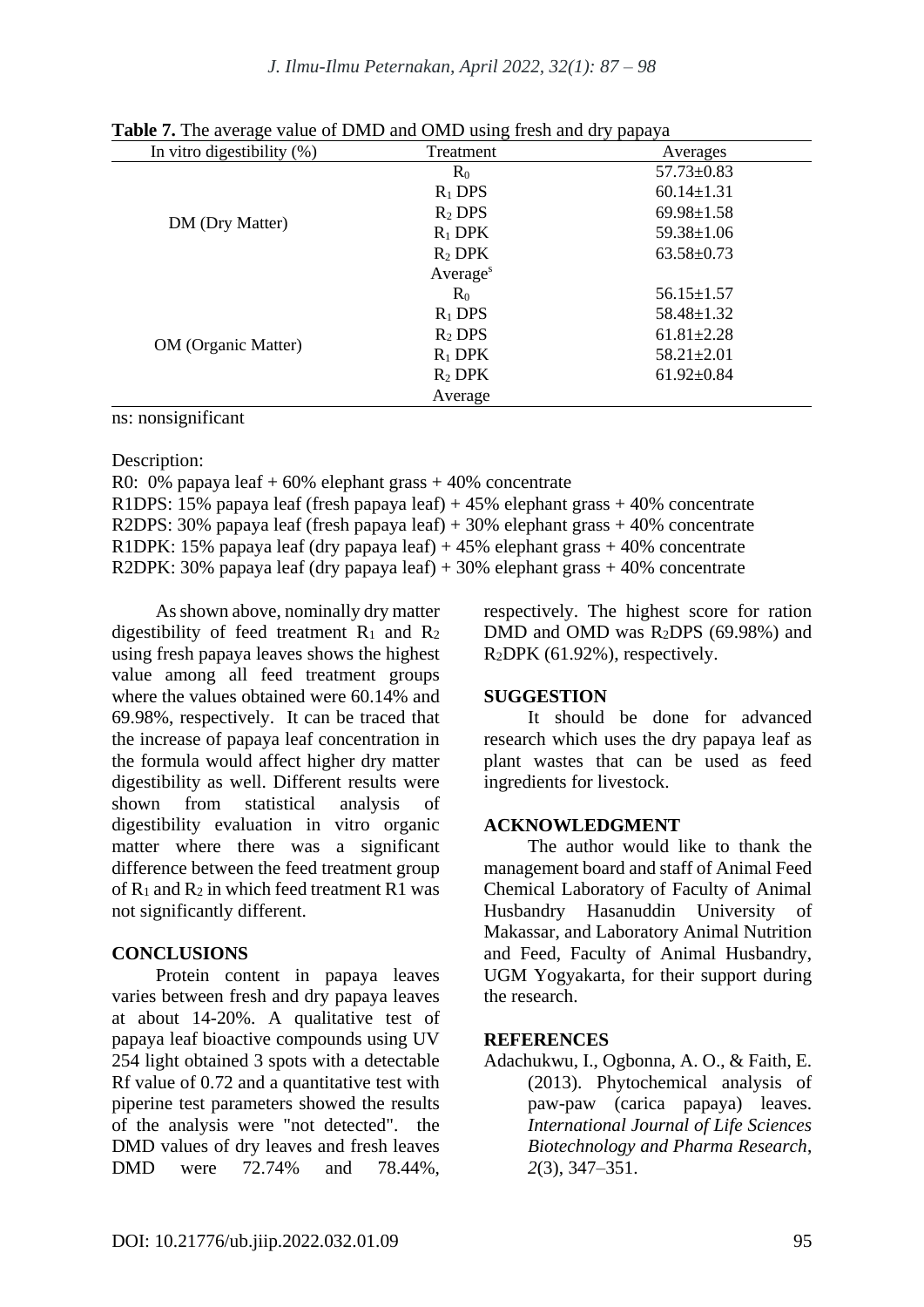**Table 7.** The average value of DMD and OMD using fresh and dry papaya

| In vitro digestibility (%) | Treatment | Averages |
|---|---|---|
| DM (Dry Matter) | $R_0$ | 57.73±0.83 |
| | $R_1$ DPS | 60.14±1.31 |
| | $R_2$ DPS | 69.98±1.58 |
| | $R_1$ DPK | 59.38±1.06 |
| | $R_2$ DPK | 63.58±0.73 |
| | Average$^s$ | |
| OM (Organic Matter) | $R_0$ | 56.15±1.57 |
| | $R_1$ DPS | 58.48±1.32 |
| | $R_2$ DPS | 61.81±2.28 |
| | $R_1$ DPK | 58.21±2.01 |
| | $R_2$ DPK | 61.92±0.84 |
| | Average | |

ns: nonsignificant

Description:

R0: 0% papaya leaf + 60% elephant grass + 40% concentrate
R1DPS: 15% papaya leaf (fresh papaya leaf) + 45% elephant grass + 40% concentrate
R2DPS: 30% papaya leaf (fresh papaya leaf) + 30% elephant grass + 40% concentrate
R1DPK: 15% papaya leaf (dry papaya leaf) + 45% elephant grass + 40% concentrate
R2DPK: 30% papaya leaf (dry papaya leaf) + 30% elephant grass + 40% concentrate

As shown above, nominally dry matter digestibility of feed treatment $R_1$ and $R_2$ using fresh papaya leaves shows the highest value among all feed treatment groups where the values obtained were 60.14% and 69.98%, respectively. It can be traced that the increase of papaya leaf concentration in the formula would affect higher dry matter digestibility as well. Different results were shown from statistical analysis of digestibility evaluation in vitro organic matter where there was a significant difference between the feed treatment group of $R_1$ and $R_2$ in which feed treatment R1 was not significantly different.

## CONCLUSIONS

Protein content in papaya leaves varies between fresh and dry papaya leaves at about 14-20%. A qualitative test of papaya leaf bioactive compounds using UV 254 light obtained 3 spots with a detectable Rf value of 0.72 and a quantitative test with piperine test parameters showed the results of the analysis were "not detected". the DMD values of dry leaves and fresh leaves DMD were 72.74% and 78.44%, respectively. The highest score for ration DMD and OMD was $R_2$DPS (69.98%) and $R_2$DPK (61.92%), respectively.

## SUGGESTION

It should be done for advanced research which uses the dry papaya leaf as plant wastes that can be used as feed ingredients for livestock.

## ACKNOWLEDGMENT

The author would like to thank the management board and staff of Animal Feed Chemical Laboratory of Faculty of Animal Husbandry Hasanuddin University of Makassar, and Laboratory Animal Nutrition and Feed, Faculty of Animal Husbandry, UGM Yogyakarta, for their support during the research.

## REFERENCES

Adachukwu, I., Ogbonna, A. O., & Faith, E. (2013). Phytochemical analysis of paw-paw (carica papaya) leaves. *International Journal of Life Sciences Biotechnology and Pharma Research*, *2*(3), 347–351.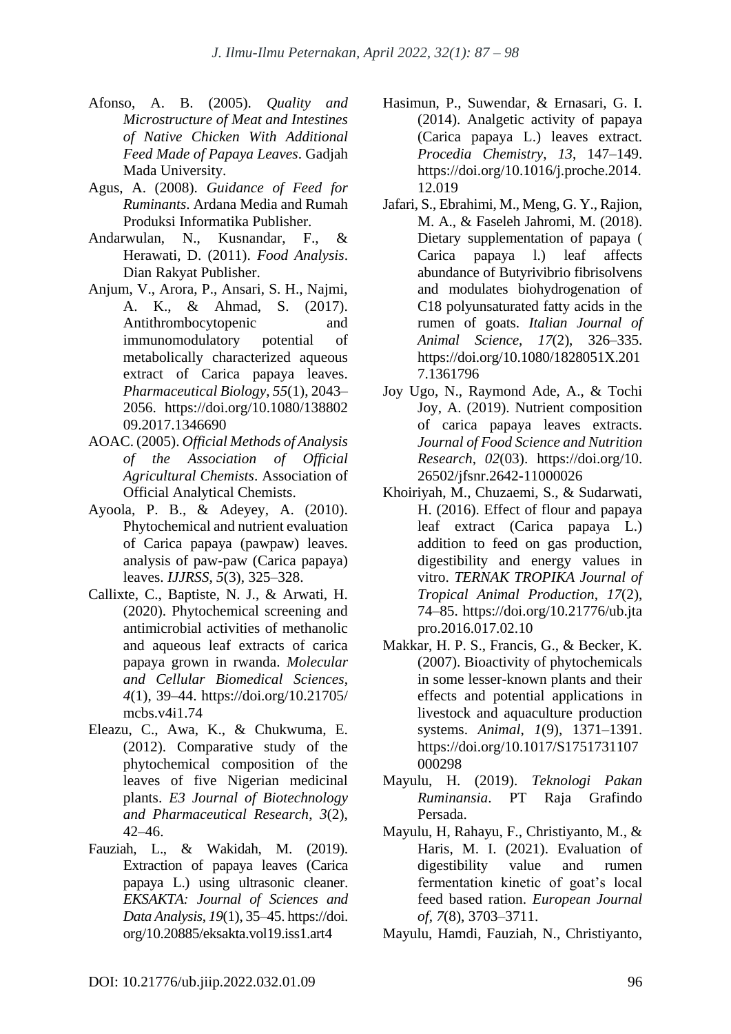Afonso, A. B. (2005). *Quality and Microstructure of Meat and Intestines of Native Chicken With Additional Feed Made of Papaya Leaves*. Gadjah Mada University.

Agus, A. (2008). *Guidance of Feed for Ruminants*. Ardana Media and Rumah Produksi Informatika Publisher.

Andarwulan, N., Kusnandar, F., & Herawati, D. (2011). *Food Analysis*. Dian Rakyat Publisher.

Anjum, V., Arora, P., Ansari, S. H., Najmi, A. K., & Ahmad, S. (2017). Antithrombocytopenic and immunomodulatory potential of metabolically characterized aqueous extract of Carica papaya leaves. *Pharmaceutical Biology*, *55*(1), 2043–2056. https://doi.org/10.1080/13880209.2017.1346690

AOAC. (2005). *Official Methods of Analysis of the Association of Official Agricultural Chemists*. Association of Official Analytical Chemists.

Ayoola, P. B., & Adeyey, A. (2010). Phytochemical and nutrient evaluation of Carica papaya (pawpaw) leaves. analysis of paw-paw (Carica papaya) leaves. *IJJRSS*, *5*(3), 325–328.

Callixte, C., Baptiste, N. J., & Arwati, H. (2020). Phytochemical screening and antimicrobial activities of methanolic and aqueous leaf extracts of carica papaya grown in rwanda. *Molecular and Cellular Biomedical Sciences*, *4*(1), 39–44. https://doi.org/10.21705/mcbs.v4i1.74

Eleazu, C., Awa, K., & Chukwuma, E. (2012). Comparative study of the phytochemical composition of the leaves of five Nigerian medicinal plants. *E3 Journal of Biotechnology and Pharmaceutical Research*, *3*(2), 42–46.

Fauziah, L., & Wakidah, M. (2019). Extraction of papaya leaves (Carica papaya L.) using ultrasonic cleaner. *EKSAKTA: Journal of Sciences and Data Analysis*, *19*(1), 35–45. https://doi.org/10.20885/eksakta.vol19.iss1.art4

Hasimun, P., Suwendar, & Ernasari, G. I. (2014). Analgetic activity of papaya (Carica papaya L.) leaves extract. *Procedia Chemistry*, *13*, 147–149. https://doi.org/10.1016/j.proche.2014.12.019

Jafari, S., Ebrahimi, M., Meng, G. Y., Rajion, M. A., & Faseleh Jahromi, M. (2018). Dietary supplementation of papaya ( Carica papaya l.) leaf affects abundance of Butyrivibrio fibrisolvens and modulates biohydrogenation of C18 polyunsaturated fatty acids in the rumen of goats. *Italian Journal of Animal Science*, *17*(2), 326–335. https://doi.org/10.1080/1828051X.2017.1361796

Joy Ugo, N., Raymond Ade, A., & Tochi Joy, A. (2019). Nutrient composition of carica papaya leaves extracts. *Journal of Food Science and Nutrition Research*, *02*(03). https://doi.org/10.26502/jfsnr.2642-11000026

Khoiriyah, M., Chuzaemi, S., & Sudarwati, H. (2016). Effect of flour and papaya leaf extract (Carica papaya L.) addition to feed on gas production, digestibility and energy values in vitro. *TERNAK TROPIKA Journal of Tropical Animal Production*, *17*(2), 74–85. https://doi.org/10.21776/ub.jtapro.2016.017.02.10

Makkar, H. P. S., Francis, G., & Becker, K. (2007). Bioactivity of phytochemicals in some lesser-known plants and their effects and potential applications in livestock and aquaculture production systems. *Animal*, *1*(9), 1371–1391. https://doi.org/10.1017/S1751731107000298

Mayulu, H. (2019). *Teknologi Pakan Ruminansia*. PT Raja Grafindo Persada.

Mayulu, H, Rahayu, F., Christiyanto, M., & Haris, M. I. (2021). Evaluation of digestibility value and rumen fermentation kinetic of goat's local feed based ration. *European Journal of*, *7*(8), 3703–3711.

Mayulu, Hamdi, Fauziah, N., Christiyanto,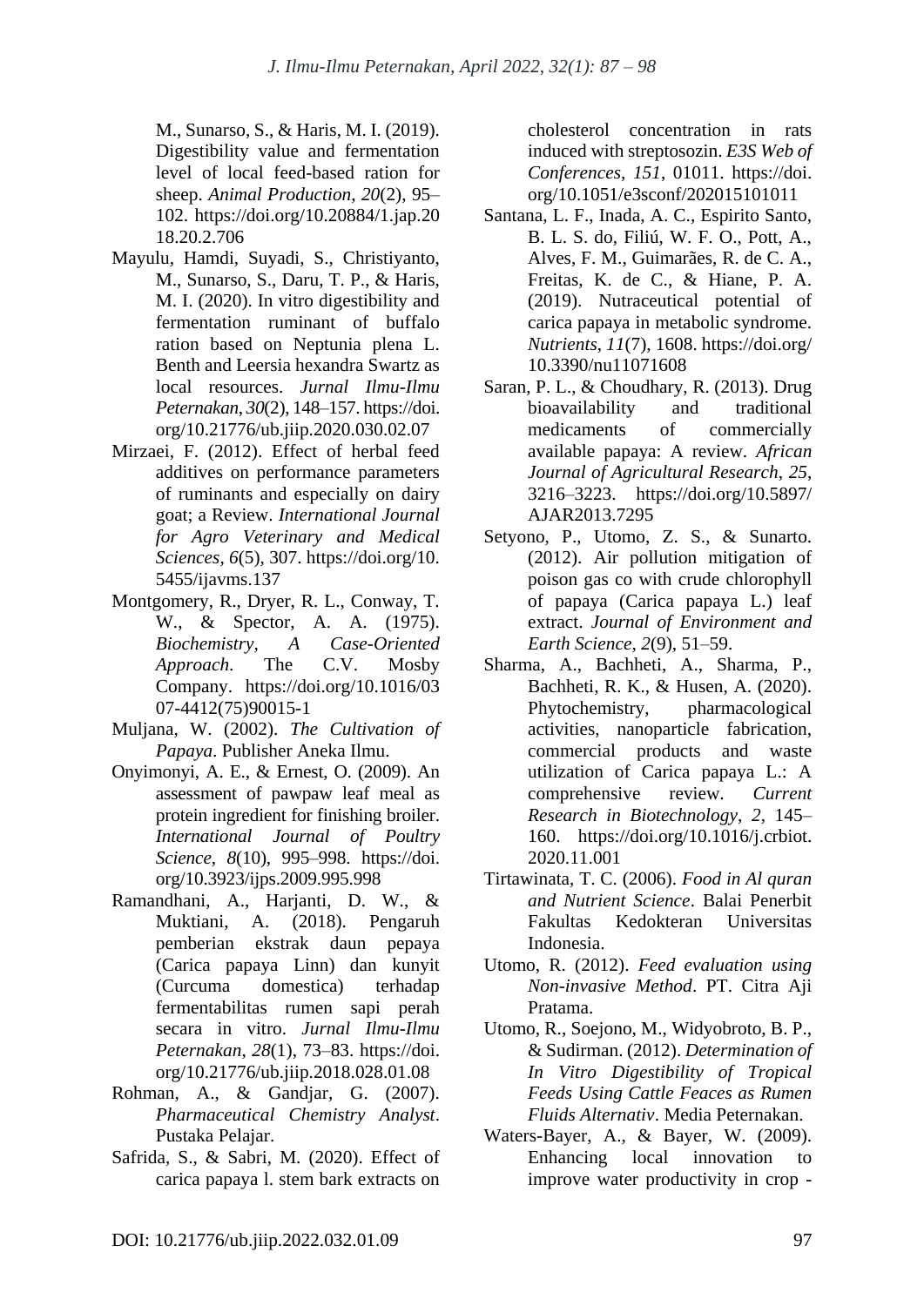M., Sunarso, S., & Haris, M. I. (2019). Digestibility value and fermentation level of local feed-based ration for sheep. *Animal Production*, *20*(2), 95–102. https://doi.org/10.20884/1.jap.2018.20.2.706

Mayulu, Hamdi, Suyadi, S., Christiyanto, M., Sunarso, S., Daru, T. P., & Haris, M. I. (2020). In vitro digestibility and fermentation ruminant of buffalo ration based on Neptunia plena L. Benth and Leersia hexandra Swartz as local resources. *Jurnal Ilmu-Ilmu Peternakan*, *30*(2), 148–157. https://doi.org/10.21776/ub.jiip.2020.030.02.07

Mirzaei, F. (2012). Effect of herbal feed additives on performance parameters of ruminants and especially on dairy goat; a Review. *International Journal for Agro Veterinary and Medical Sciences*, *6*(5), 307. https://doi.org/10.5455/ijavms.137

Montgomery, R., Dryer, R. L., Conway, T. W., & Spector, A. A. (1975). *Biochemistry, A Case-Oriented Approach*. The C.V. Mosby Company. https://doi.org/10.1016/0307-4412(75)90015-1

Muljana, W. (2002). *The Cultivation of Papaya*. Publisher Aneka Ilmu.

Onyimonyi, A. E., & Ernest, O. (2009). An assessment of pawpaw leaf meal as protein ingredient for finishing broiler. *International Journal of Poultry Science*, *8*(10), 995–998. https://doi.org/10.3923/ijps.2009.995.998

Ramandhani, A., Harjanti, D. W., & Muktiani, A. (2018). Pengaruh pemberian ekstrak daun pepaya (Carica papaya Linn) dan kunyit (Curcuma domestica) terhadap fermentabilitas rumen sapi perah secara in vitro. *Jurnal Ilmu-Ilmu Peternakan*, *28*(1), 73–83. https://doi.org/10.21776/ub.jiip.2018.028.01.08

Rohman, A., & Gandjar, G. (2007). *Pharmaceutical Chemistry Analyst*. Pustaka Pelajar.

Safrida, S., & Sabri, M. (2020). Effect of carica papaya l. stem bark extracts on cholesterol concentration in rats induced with streptosozin. *E3S Web of Conferences*, *151*, 01011. https://doi.org/10.1051/e3sconf/202015101011

Santana, L. F., Inada, A. C., Espirito Santo, B. L. S. do, Filiú, W. F. O., Pott, A., Alves, F. M., Guimarães, R. de C. A., Freitas, K. de C., & Hiane, P. A. (2019). Nutraceutical potential of carica papaya in metabolic syndrome. *Nutrients*, *11*(7), 1608. https://doi.org/10.3390/nu11071608

Saran, P. L., & Choudhary, R. (2013). Drug bioavailability and traditional medicaments of commercially available papaya: A review. *African Journal of Agricultural Research*, *25*, 3216–3223. https://doi.org/10.5897/AJAR2013.7295

Setyono, P., Utomo, Z. S., & Sunarto. (2012). Air pollution mitigation of poison gas co with crude chlorophyll of papaya (Carica papaya L.) leaf extract. *Journal of Environment and Earth Science*, *2*(9), 51–59.

Sharma, A., Bachheti, A., Sharma, P., Bachheti, R. K., & Husen, A. (2020). Phytochemistry, pharmacological activities, nanoparticle fabrication, commercial products and waste utilization of Carica papaya L.: A comprehensive review. *Current Research in Biotechnology*, *2*, 145–160. https://doi.org/10.1016/j.crbiot.2020.11.001

Tirtawinata, T. C. (2006). *Food in Al quran and Nutrient Science*. Balai Penerbit Fakultas Kedokteran Universitas Indonesia.

Utomo, R. (2012). *Feed evaluation using Non-invasive Method*. PT. Citra Aji Pratama.

Utomo, R., Soejono, M., Widyobroto, B. P., & Sudirman. (2012). *Determination of In Vitro Digestibility of Tropical Feeds Using Cattle Feaces as Rumen Fluids Alternativ*. Media Peternakan.

Waters-Bayer, A., & Bayer, W. (2009). Enhancing local innovation to improve water productivity in crop -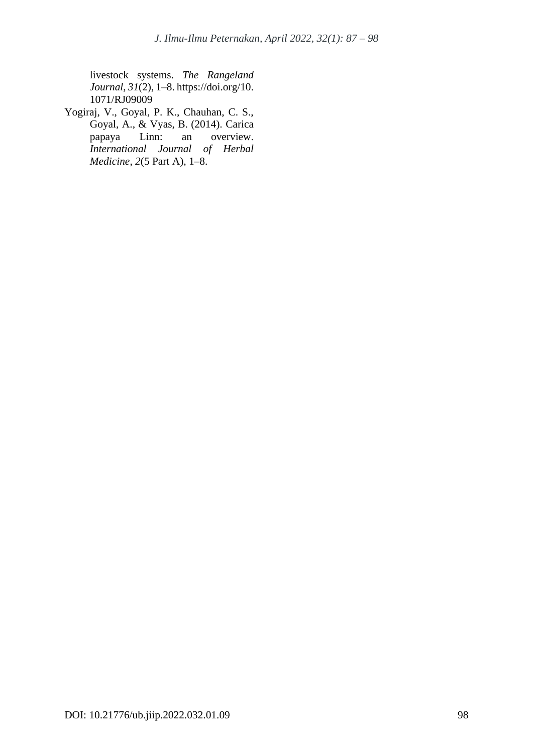livestock systems. *The Rangeland Journal*, *31*(2), 1–8. https://doi.org/10.1071/RJ09009

Yogiraj, V., Goyal, P. K., Chauhan, C. S., Goyal, A., & Vyas, B. (2014). Carica papaya Linn: an overview. *International Journal of Herbal Medicine*, *2*(5 Part A), 1–8.